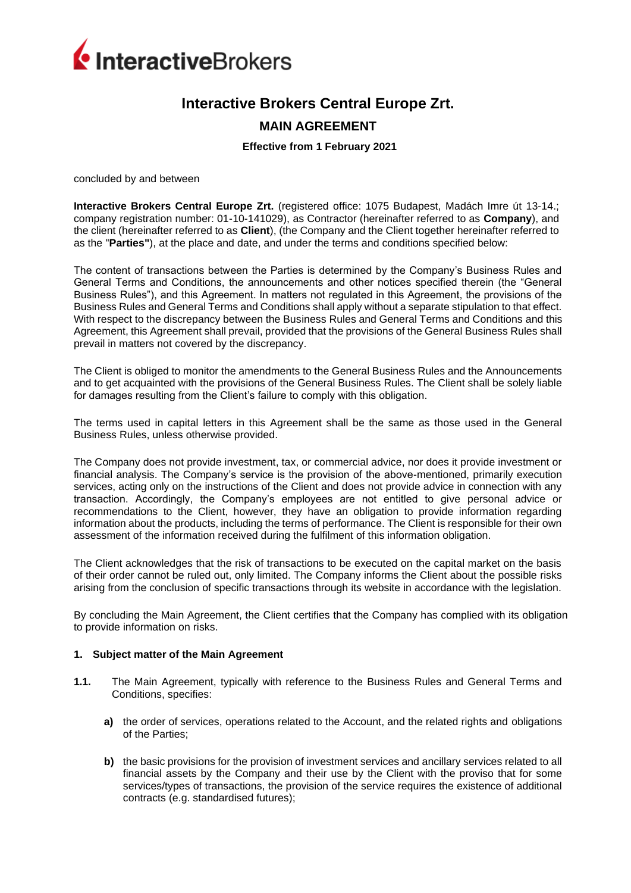# Interactive Brokers Central Europe Zrt.

## MAIN AGREEMENT

### Effective from 1 February 2021

concluded by and between

**Interactive Brokers Central Europe Zrt.** (registered office: 1075 Budapest, Madách Imre út 13-14.; company registration number: 01-10-141029), as Contractor (hereinafter referred to as **Company**), and the client (hereinafter referred to as **Client**), (the Company and the Client together hereinafter referred to as the "**Parties"**), at the place and date, and under the terms and conditions specified below:

The content of transactions between the Parties is determined by the Company's Business Rules and General Terms and Conditions, the announcements and other notices specified therein (the "General Business Rules"), and this Agreement. In matters not regulated in this Agreement, the provisions of the Business Rules and General Terms and Conditions shall apply without a separate stipulation to that effect. With respect to the discrepancy between the Business Rules and General Terms and Conditions and this Agreement, this Agreement shall prevail, provided that the provisions of the General Business Rules shall prevail in matters not covered by the discrepancy.

The Client is obliged to monitor the amendments to the General Business Rules and the Announcements and to get acquainted with the provisions of the General Business Rules. The Client shall be solely liable for damages resulting from the Client's failure to comply with this obligation.

The terms used in capital letters in this Agreement shall be the same as those used in the General Business Rules, unless otherwise provided.

The Company does not provide investment, tax, or commercial advice, nor does it provide investment or financial analysis. The Company's service is the provision of the above-mentioned, primarily execution services, acting only on the instructions of the Client and does not provide advice in connection with any transaction. Accordingly, the Company's employees are not entitled to give personal advice or recommendations to the Client, however, they have an obligation to provide information regarding information about the products, including the terms of performance. The Client is responsible for their own assessment of the information received during the fulfilment of this information obligation.

The Client acknowledges that the risk of transactions to be executed on the capital market on the basis of their order cannot be ruled out, only limited. The Company informs the Client about the possible risks arising from the conclusion of specific transactions through its website in accordance with the legislation.

By concluding the Main Agreement, the Client certifies that the Company has complied with its obligation to provide information on risks.

#### 1. Subject matter of the Main Agreement

**1.1.** The Main Agreement, typically with reference to the Business Rules and General Terms and Conditions, specifies:

- **a)** the order of services, operations related to the Account, and the related rights and obligations of the Parties;
- **b)** the basic provisions for the provision of investment services and ancillary services related to all financial assets by the Company and their use by the Client with the proviso that for some services/types of transactions, the provision of the service requires the existence of additional contracts (e.g. standardised futures);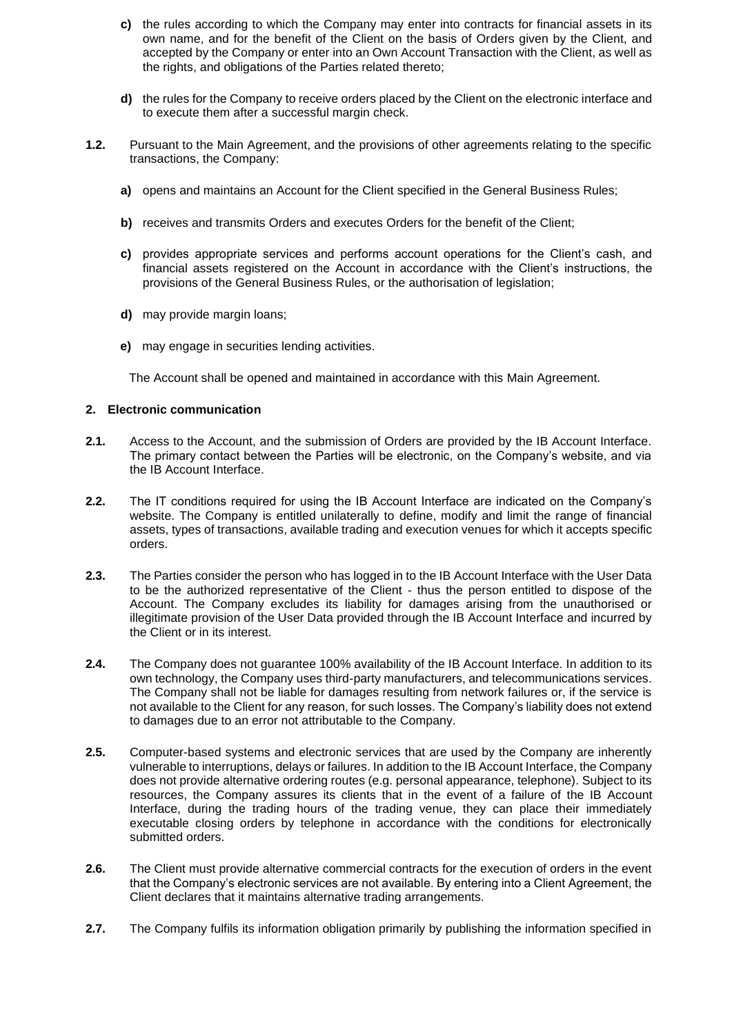**c)** the rules according to which the Company may enter into contracts for financial assets in its own name, and for the benefit of the Client on the basis of Orders given by the Client, and accepted by the Company or enter into an Own Account Transaction with the Client, as well as the rights, and obligations of the Parties related thereto;

**d)** the rules for the Company to receive orders placed by the Client on the electronic interface and to execute them after a successful margin check.

**1.2.** Pursuant to the Main Agreement, and the provisions of other agreements relating to the specific transactions, the Company:

**a)** opens and maintains an Account for the Client specified in the General Business Rules;

**b)** receives and transmits Orders and executes Orders for the benefit of the Client;

**c)** provides appropriate services and performs account operations for the Client's cash, and financial assets registered on the Account in accordance with the Client's instructions, the provisions of the General Business Rules, or the authorisation of legislation;

**d)** may provide margin loans;

**e)** may engage in securities lending activities.

The Account shall be opened and maintained in accordance with this Main Agreement.

## 2. Electronic communication

**2.1.** Access to the Account, and the submission of Orders are provided by the IB Account Interface. The primary contact between the Parties will be electronic, on the Company's website, and via the IB Account Interface.

**2.2.** The IT conditions required for using the IB Account Interface are indicated on the Company's website. The Company is entitled unilaterally to define, modify and limit the range of financial assets, types of transactions, available trading and execution venues for which it accepts specific orders.

**2.3.** The Parties consider the person who has logged in to the IB Account Interface with the User Data to be the authorized representative of the Client - thus the person entitled to dispose of the Account. The Company excludes its liability for damages arising from the unauthorised or illegitimate provision of the User Data provided through the IB Account Interface and incurred by the Client or in its interest.

**2.4.** The Company does not guarantee 100% availability of the IB Account Interface. In addition to its own technology, the Company uses third-party manufacturers, and telecommunications services. The Company shall not be liable for damages resulting from network failures or, if the service is not available to the Client for any reason, for such losses. The Company's liability does not extend to damages due to an error not attributable to the Company.

**2.5.** Computer-based systems and electronic services that are used by the Company are inherently vulnerable to interruptions, delays or failures. In addition to the IB Account Interface, the Company does not provide alternative ordering routes (e.g. personal appearance, telephone). Subject to its resources, the Company assures its clients that in the event of a failure of the IB Account Interface, during the trading hours of the trading venue, they can place their immediately executable closing orders by telephone in accordance with the conditions for electronically submitted orders.

**2.6.** The Client must provide alternative commercial contracts for the execution of orders in the event that the Company's electronic services are not available. By entering into a Client Agreement, the Client declares that it maintains alternative trading arrangements.

**2.7.** The Company fulfils its information obligation primarily by publishing the information specified in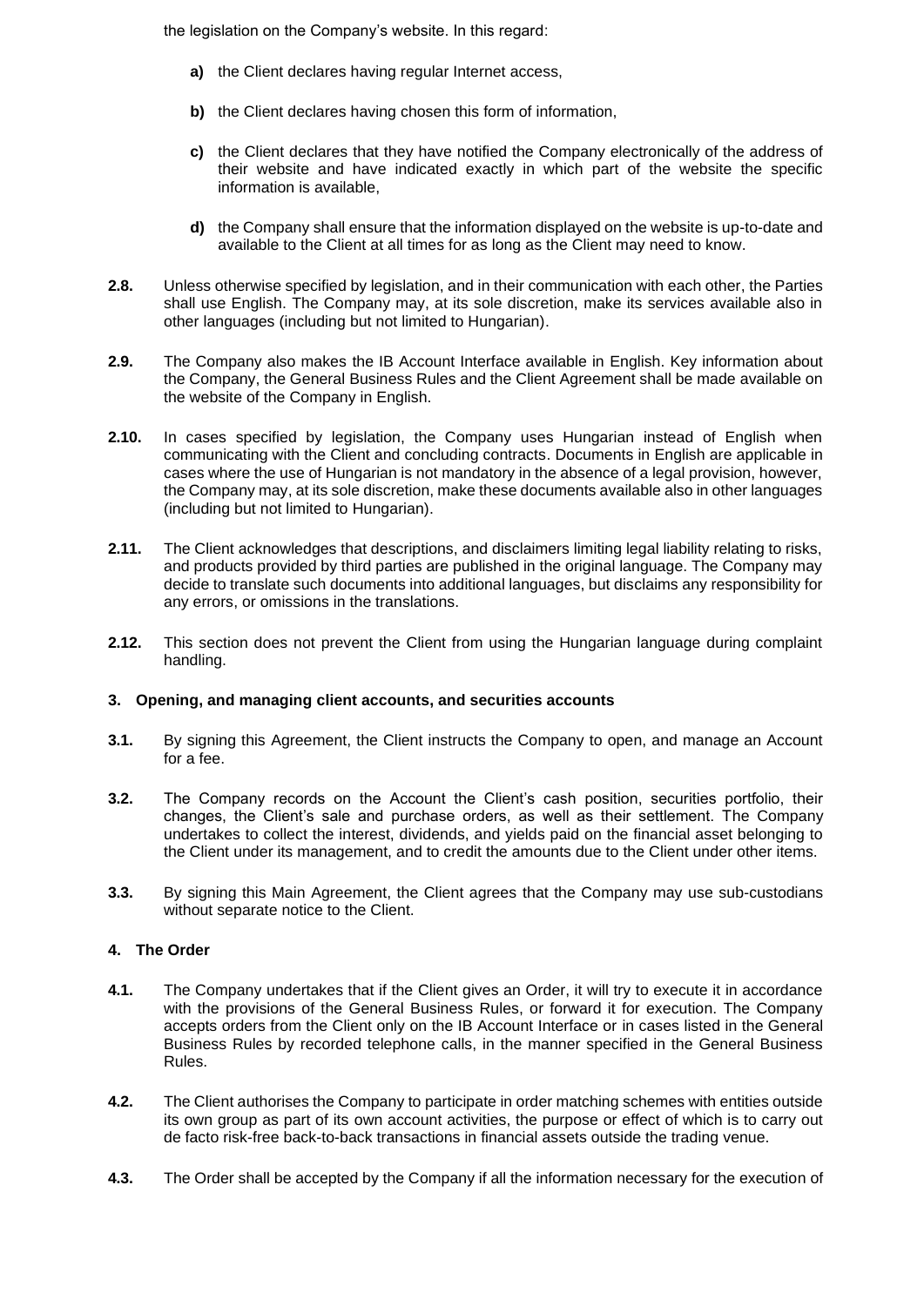the legislation on the Company's website. In this regard:

- **a)** the Client declares having regular Internet access,
- **b)** the Client declares having chosen this form of information,
- **c)** the Client declares that they have notified the Company electronically of the address of their website and have indicated exactly in which part of the website the specific information is available,
- **d)** the Company shall ensure that the information displayed on the website is up-to-date and available to the Client at all times for as long as the Client may need to know.

**2.8.** Unless otherwise specified by legislation, and in their communication with each other, the Parties shall use English. The Company may, at its sole discretion, make its services available also in other languages (including but not limited to Hungarian).

**2.9.** The Company also makes the IB Account Interface available in English. Key information about the Company, the General Business Rules and the Client Agreement shall be made available on the website of the Company in English.

**2.10.** In cases specified by legislation, the Company uses Hungarian instead of English when communicating with the Client and concluding contracts. Documents in English are applicable in cases where the use of Hungarian is not mandatory in the absence of a legal provision, however, the Company may, at its sole discretion, make these documents available also in other languages (including but not limited to Hungarian).

**2.11.** The Client acknowledges that descriptions, and disclaimers limiting legal liability relating to risks, and products provided by third parties are published in the original language. The Company may decide to translate such documents into additional languages, but disclaims any responsibility for any errors, or omissions in the translations.

**2.12.** This section does not prevent the Client from using the Hungarian language during complaint handling.

## 3. Opening, and managing client accounts, and securities accounts

**3.1.** By signing this Agreement, the Client instructs the Company to open, and manage an Account for a fee.

**3.2.** The Company records on the Account the Client's cash position, securities portfolio, their changes, the Client's sale and purchase orders, as well as their settlement. The Company undertakes to collect the interest, dividends, and yields paid on the financial asset belonging to the Client under its management, and to credit the amounts due to the Client under other items.

**3.3.** By signing this Main Agreement, the Client agrees that the Company may use sub-custodians without separate notice to the Client.

## 4. The Order

**4.1.** The Company undertakes that if the Client gives an Order, it will try to execute it in accordance with the provisions of the General Business Rules, or forward it for execution. The Company accepts orders from the Client only on the IB Account Interface or in cases listed in the General Business Rules by recorded telephone calls, in the manner specified in the General Business Rules.

**4.2.** The Client authorises the Company to participate in order matching schemes with entities outside its own group as part of its own account activities, the purpose or effect of which is to carry out de facto risk-free back-to-back transactions in financial assets outside the trading venue.

**4.3.** The Order shall be accepted by the Company if all the information necessary for the execution of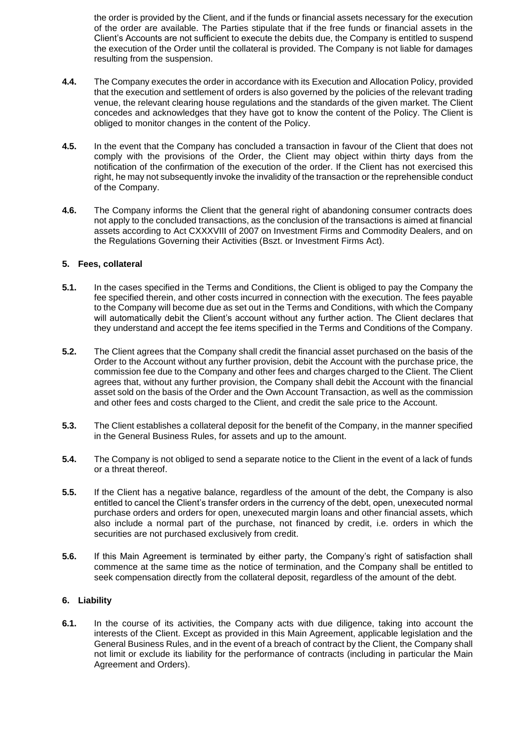the order is provided by the Client, and if the funds or financial assets necessary for the execution of the order are available. The Parties stipulate that if the free funds or financial assets in the Client's Accounts are not sufficient to execute the debits due, the Company is entitled to suspend the execution of the Order until the collateral is provided. The Company is not liable for damages resulting from the suspension.

**4.4.** The Company executes the order in accordance with its Execution and Allocation Policy, provided that the execution and settlement of orders is also governed by the policies of the relevant trading venue, the relevant clearing house regulations and the standards of the given market. The Client concedes and acknowledges that they have got to know the content of the Policy. The Client is obliged to monitor changes in the content of the Policy.

**4.5.** In the event that the Company has concluded a transaction in favour of the Client that does not comply with the provisions of the Order, the Client may object within thirty days from the notification of the confirmation of the execution of the order. If the Client has not exercised this right, he may not subsequently invoke the invalidity of the transaction or the reprehensible conduct of the Company.

**4.6.** The Company informs the Client that the general right of abandoning consumer contracts does not apply to the concluded transactions, as the conclusion of the transactions is aimed at financial assets according to Act CXXXVIII of 2007 on Investment Firms and Commodity Dealers, and on the Regulations Governing their Activities (Bszt. or Investment Firms Act).

## 5. Fees, collateral

**5.1.** In the cases specified in the Terms and Conditions, the Client is obliged to pay the Company the fee specified therein, and other costs incurred in connection with the execution. The fees payable to the Company will become due as set out in the Terms and Conditions, with which the Company will automatically debit the Client's account without any further action. The Client declares that they understand and accept the fee items specified in the Terms and Conditions of the Company.

**5.2.** The Client agrees that the Company shall credit the financial asset purchased on the basis of the Order to the Account without any further provision, debit the Account with the purchase price, the commission fee due to the Company and other fees and charges charged to the Client. The Client agrees that, without any further provision, the Company shall debit the Account with the financial asset sold on the basis of the Order and the Own Account Transaction, as well as the commission and other fees and costs charged to the Client, and credit the sale price to the Account.

**5.3.** The Client establishes a collateral deposit for the benefit of the Company, in the manner specified in the General Business Rules, for assets and up to the amount.

**5.4.** The Company is not obliged to send a separate notice to the Client in the event of a lack of funds or a threat thereof.

**5.5.** If the Client has a negative balance, regardless of the amount of the debt, the Company is also entitled to cancel the Client's transfer orders in the currency of the debt, open, unexecuted normal purchase orders and orders for open, unexecuted margin loans and other financial assets, which also include a normal part of the purchase, not financed by credit, i.e. orders in which the securities are not purchased exclusively from credit.

**5.6.** If this Main Agreement is terminated by either party, the Company's right of satisfaction shall commence at the same time as the notice of termination, and the Company shall be entitled to seek compensation directly from the collateral deposit, regardless of the amount of the debt.

## 6. Liability

**6.1.** In the course of its activities, the Company acts with due diligence, taking into account the interests of the Client. Except as provided in this Main Agreement, applicable legislation and the General Business Rules, and in the event of a breach of contract by the Client, the Company shall not limit or exclude its liability for the performance of contracts (including in particular the Main Agreement and Orders).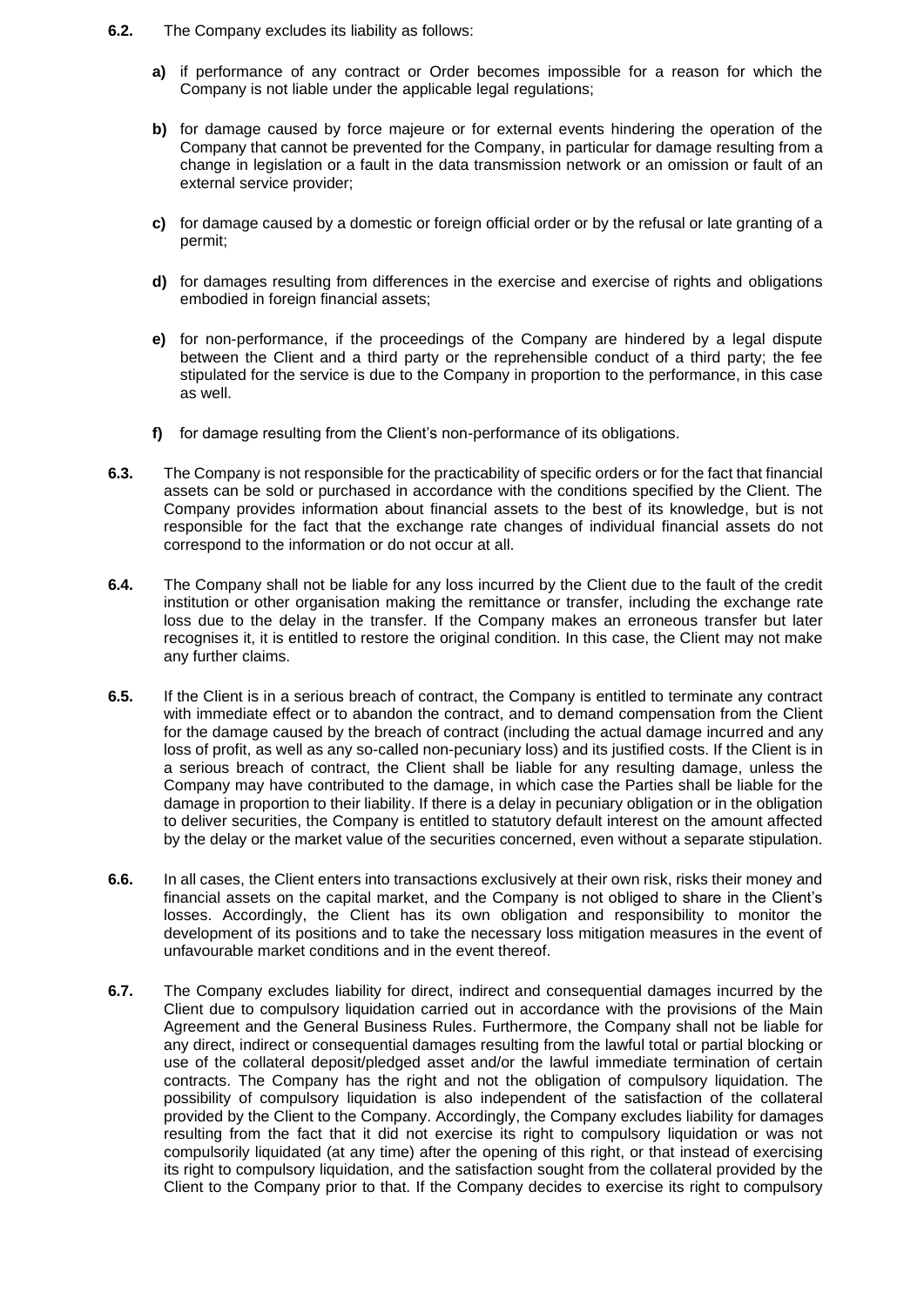**6.2.** The Company excludes its liability as follows:

- **a)** if performance of any contract or Order becomes impossible for a reason for which the Company is not liable under the applicable legal regulations;
- **b)** for damage caused by force majeure or for external events hindering the operation of the Company that cannot be prevented for the Company, in particular for damage resulting from a change in legislation or a fault in the data transmission network or an omission or fault of an external service provider;
- **c)** for damage caused by a domestic or foreign official order or by the refusal or late granting of a permit;
- **d)** for damages resulting from differences in the exercise and exercise of rights and obligations embodied in foreign financial assets;
- **e)** for non-performance, if the proceedings of the Company are hindered by a legal dispute between the Client and a third party or the reprehensible conduct of a third party; the fee stipulated for the service is due to the Company in proportion to the performance, in this case as well.
- **f)** for damage resulting from the Client's non-performance of its obligations.

**6.3.** The Company is not responsible for the practicability of specific orders or for the fact that financial assets can be sold or purchased in accordance with the conditions specified by the Client. The Company provides information about financial assets to the best of its knowledge, but is not responsible for the fact that the exchange rate changes of individual financial assets do not correspond to the information or do not occur at all.

**6.4.** The Company shall not be liable for any loss incurred by the Client due to the fault of the credit institution or other organisation making the remittance or transfer, including the exchange rate loss due to the delay in the transfer. If the Company makes an erroneous transfer but later recognises it, it is entitled to restore the original condition. In this case, the Client may not make any further claims.

**6.5.** If the Client is in a serious breach of contract, the Company is entitled to terminate any contract with immediate effect or to abandon the contract, and to demand compensation from the Client for the damage caused by the breach of contract (including the actual damage incurred and any loss of profit, as well as any so-called non-pecuniary loss) and its justified costs. If the Client is in a serious breach of contract, the Client shall be liable for any resulting damage, unless the Company may have contributed to the damage, in which case the Parties shall be liable for the damage in proportion to their liability. If there is a delay in pecuniary obligation or in the obligation to deliver securities, the Company is entitled to statutory default interest on the amount affected by the delay or the market value of the securities concerned, even without a separate stipulation.

**6.6.** In all cases, the Client enters into transactions exclusively at their own risk, risks their money and financial assets on the capital market, and the Company is not obliged to share in the Client's losses. Accordingly, the Client has its own obligation and responsibility to monitor the development of its positions and to take the necessary loss mitigation measures in the event of unfavourable market conditions and in the event thereof.

**6.7.** The Company excludes liability for direct, indirect and consequential damages incurred by the Client due to compulsory liquidation carried out in accordance with the provisions of the Main Agreement and the General Business Rules. Furthermore, the Company shall not be liable for any direct, indirect or consequential damages resulting from the lawful total or partial blocking or use of the collateral deposit/pledged asset and/or the lawful immediate termination of certain contracts. The Company has the right and not the obligation of compulsory liquidation. The possibility of compulsory liquidation is also independent of the satisfaction of the collateral provided by the Client to the Company. Accordingly, the Company excludes liability for damages resulting from the fact that it did not exercise its right to compulsory liquidation or was not compulsorily liquidated (at any time) after the opening of this right, or that instead of exercising its right to compulsory liquidation, and the satisfaction sought from the collateral provided by the Client to the Company prior to that. If the Company decides to exercise its right to compulsory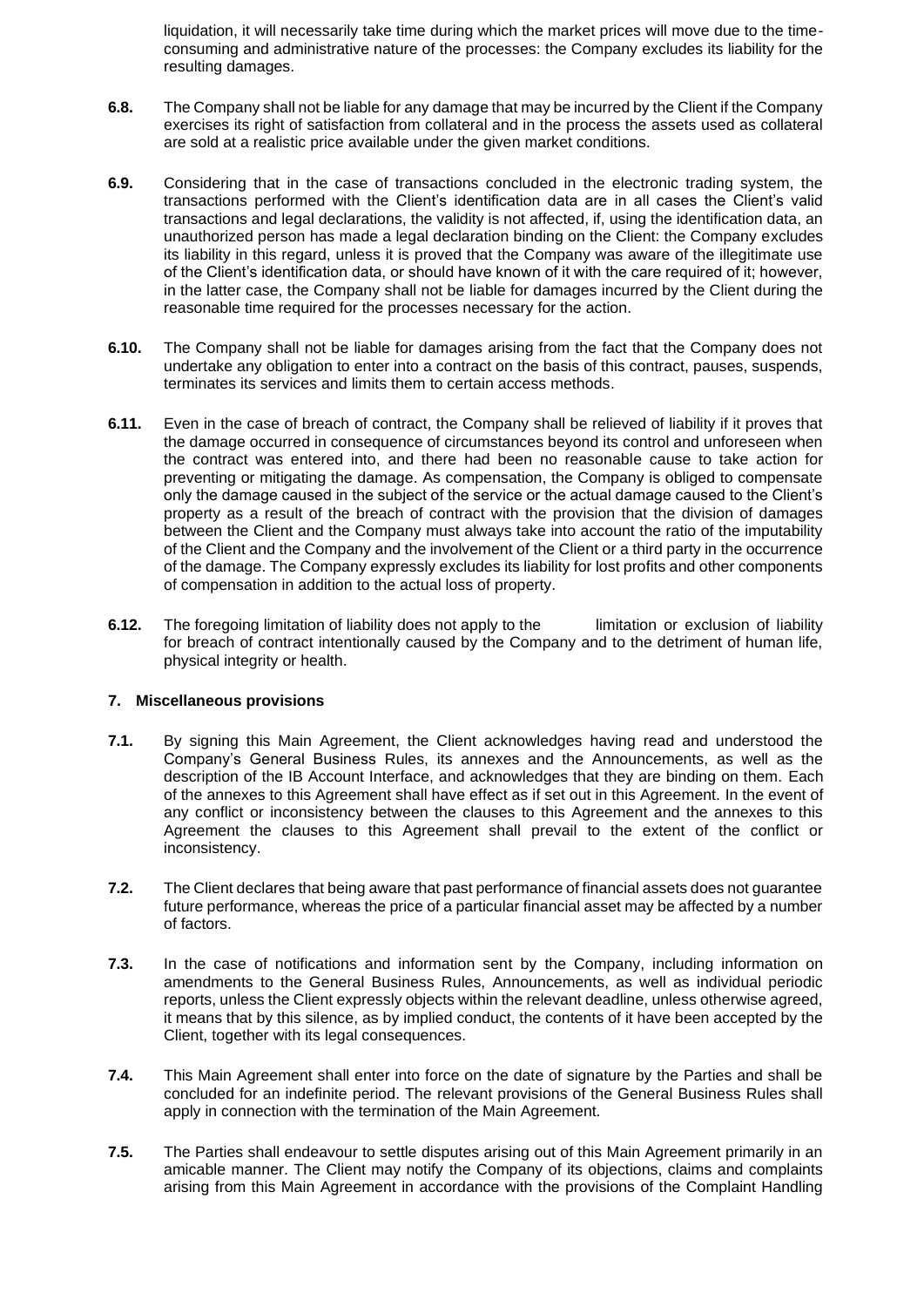liquidation, it will necessarily take time during which the market prices will move due to the time-consuming and administrative nature of the processes: the Company excludes its liability for the resulting damages.

**6.8.** The Company shall not be liable for any damage that may be incurred by the Client if the Company exercises its right of satisfaction from collateral and in the process the assets used as collateral are sold at a realistic price available under the given market conditions.

**6.9.** Considering that in the case of transactions concluded in the electronic trading system, the transactions performed with the Client's identification data are in all cases the Client's valid transactions and legal declarations, the validity is not affected, if, using the identification data, an unauthorized person has made a legal declaration binding on the Client: the Company excludes its liability in this regard, unless it is proved that the Company was aware of the illegitimate use of the Client's identification data, or should have known of it with the care required of it; however, in the latter case, the Company shall not be liable for damages incurred by the Client during the reasonable time required for the processes necessary for the action.

**6.10.** The Company shall not be liable for damages arising from the fact that the Company does not undertake any obligation to enter into a contract on the basis of this contract, pauses, suspends, terminates its services and limits them to certain access methods.

**6.11.** Even in the case of breach of contract, the Company shall be relieved of liability if it proves that the damage occurred in consequence of circumstances beyond its control and unforeseen when the contract was entered into, and there had been no reasonable cause to take action for preventing or mitigating the damage. As compensation, the Company is obliged to compensate only the damage caused in the subject of the service or the actual damage caused to the Client's property as a result of the breach of contract with the provision that the division of damages between the Client and the Company must always take into account the ratio of the imputability of the Client and the Company and the involvement of the Client or a third party in the occurrence of the damage. The Company expressly excludes its liability for lost profits and other components of compensation in addition to the actual loss of property.

**6.12.** The foregoing limitation of liability does not apply to the limitation or exclusion of liability for breach of contract intentionally caused by the Company and to the detriment of human life, physical integrity or health.

## 7. Miscellaneous provisions

**7.1.** By signing this Main Agreement, the Client acknowledges having read and understood the Company's General Business Rules, its annexes and the Announcements, as well as the description of the IB Account Interface, and acknowledges that they are binding on them. Each of the annexes to this Agreement shall have effect as if set out in this Agreement. In the event of any conflict or inconsistency between the clauses to this Agreement and the annexes to this Agreement the clauses to this Agreement shall prevail to the extent of the conflict or inconsistency.

**7.2.** The Client declares that being aware that past performance of financial assets does not guarantee future performance, whereas the price of a particular financial asset may be affected by a number of factors.

**7.3.** In the case of notifications and information sent by the Company, including information on amendments to the General Business Rules, Announcements, as well as individual periodic reports, unless the Client expressly objects within the relevant deadline, unless otherwise agreed, it means that by this silence, as by implied conduct, the contents of it have been accepted by the Client, together with its legal consequences.

**7.4.** This Main Agreement shall enter into force on the date of signature by the Parties and shall be concluded for an indefinite period. The relevant provisions of the General Business Rules shall apply in connection with the termination of the Main Agreement.

**7.5.** The Parties shall endeavour to settle disputes arising out of this Main Agreement primarily in an amicable manner. The Client may notify the Company of its objections, claims and complaints arising from this Main Agreement in accordance with the provisions of the Complaint Handling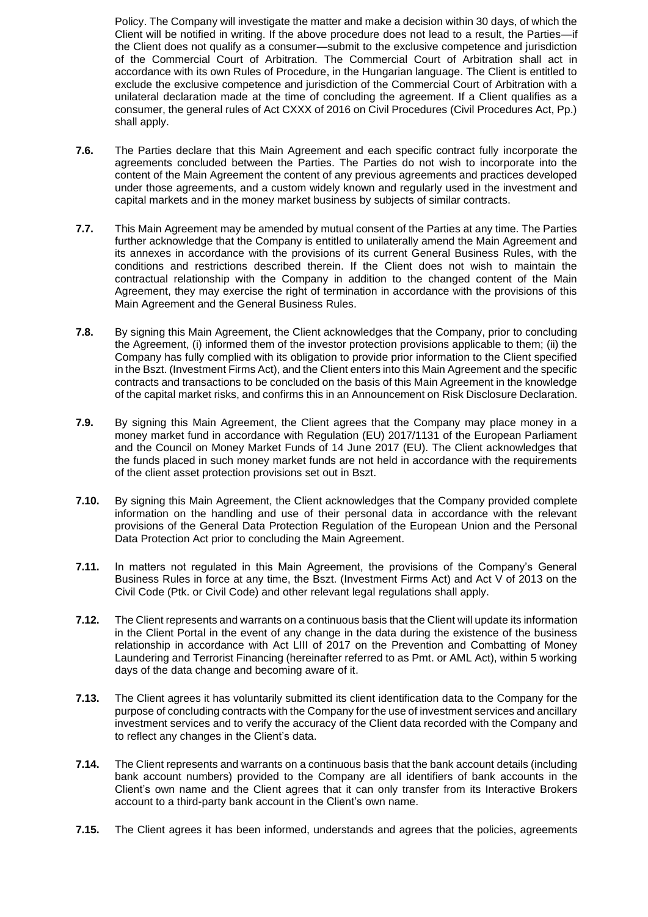Policy. The Company will investigate the matter and make a decision within 30 days, of which the Client will be notified in writing. If the above procedure does not lead to a result, the Parties—if the Client does not qualify as a consumer—submit to the exclusive competence and jurisdiction of the Commercial Court of Arbitration. The Commercial Court of Arbitration shall act in accordance with its own Rules of Procedure, in the Hungarian language. The Client is entitled to exclude the exclusive competence and jurisdiction of the Commercial Court of Arbitration with a unilateral declaration made at the time of concluding the agreement. If a Client qualifies as a consumer, the general rules of Act CXXX of 2016 on Civil Procedures (Civil Procedures Act, Pp.) shall apply.

**7.6.** The Parties declare that this Main Agreement and each specific contract fully incorporate the agreements concluded between the Parties. The Parties do not wish to incorporate into the content of the Main Agreement the content of any previous agreements and practices developed under those agreements, and a custom widely known and regularly used in the investment and capital markets and in the money market business by subjects of similar contracts.

**7.7.** This Main Agreement may be amended by mutual consent of the Parties at any time. The Parties further acknowledge that the Company is entitled to unilaterally amend the Main Agreement and its annexes in accordance with the provisions of its current General Business Rules, with the conditions and restrictions described therein. If the Client does not wish to maintain the contractual relationship with the Company in addition to the changed content of the Main Agreement, they may exercise the right of termination in accordance with the provisions of this Main Agreement and the General Business Rules.

**7.8.** By signing this Main Agreement, the Client acknowledges that the Company, prior to concluding the Agreement, (i) informed them of the investor protection provisions applicable to them; (ii) the Company has fully complied with its obligation to provide prior information to the Client specified in the Bszt. (Investment Firms Act), and the Client enters into this Main Agreement and the specific contracts and transactions to be concluded on the basis of this Main Agreement in the knowledge of the capital market risks, and confirms this in an Announcement on Risk Disclosure Declaration.

**7.9.** By signing this Main Agreement, the Client agrees that the Company may place money in a money market fund in accordance with Regulation (EU) 2017/1131 of the European Parliament and the Council on Money Market Funds of 14 June 2017 (EU). The Client acknowledges that the funds placed in such money market funds are not held in accordance with the requirements of the client asset protection provisions set out in Bszt.

**7.10.** By signing this Main Agreement, the Client acknowledges that the Company provided complete information on the handling and use of their personal data in accordance with the relevant provisions of the General Data Protection Regulation of the European Union and the Personal Data Protection Act prior to concluding the Main Agreement.

**7.11.** In matters not regulated in this Main Agreement, the provisions of the Company's General Business Rules in force at any time, the Bszt. (Investment Firms Act) and Act V of 2013 on the Civil Code (Ptk. or Civil Code) and other relevant legal regulations shall apply.

**7.12.** The Client represents and warrants on a continuous basis that the Client will update its information in the Client Portal in the event of any change in the data during the existence of the business relationship in accordance with Act LIII of 2017 on the Prevention and Combatting of Money Laundering and Terrorist Financing (hereinafter referred to as Pmt. or AML Act), within 5 working days of the data change and becoming aware of it.

**7.13.** The Client agrees it has voluntarily submitted its client identification data to the Company for the purpose of concluding contracts with the Company for the use of investment services and ancillary investment services and to verify the accuracy of the Client data recorded with the Company and to reflect any changes in the Client's data.

**7.14.** The Client represents and warrants on a continuous basis that the bank account details (including bank account numbers) provided to the Company are all identifiers of bank accounts in the Client's own name and the Client agrees that it can only transfer from its Interactive Brokers account to a third-party bank account in the Client's own name.

**7.15.** The Client agrees it has been informed, understands and agrees that the policies, agreements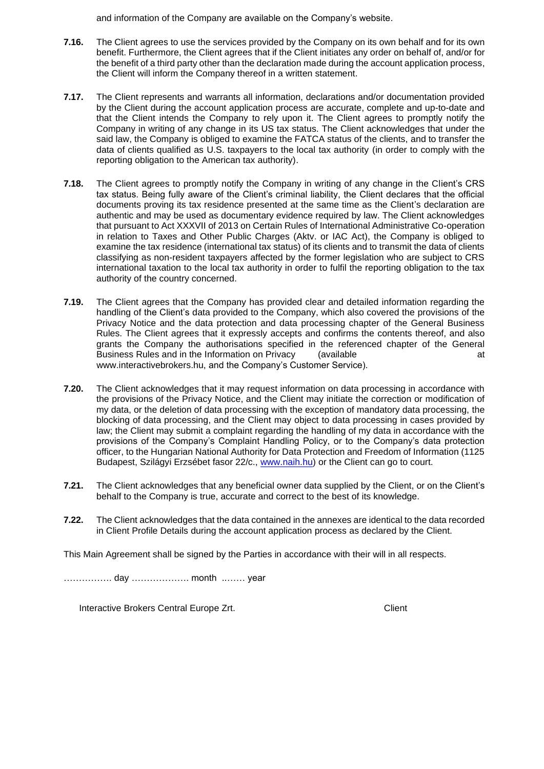and information of the Company are available on the Company's website.

**7.16.** The Client agrees to use the services provided by the Company on its own behalf and for its own benefit. Furthermore, the Client agrees that if the Client initiates any order on behalf of, and/or for the benefit of a third party other than the declaration made during the account application process, the Client will inform the Company thereof in a written statement.

**7.17.** The Client represents and warrants all information, declarations and/or documentation provided by the Client during the account application process are accurate, complete and up-to-date and that the Client intends the Company to rely upon it. The Client agrees to promptly notify the Company in writing of any change in its US tax status. The Client acknowledges that under the said law, the Company is obliged to examine the FATCA status of the clients, and to transfer the data of clients qualified as U.S. taxpayers to the local tax authority (in order to comply with the reporting obligation to the American tax authority).

**7.18.** The Client agrees to promptly notify the Company in writing of any change in the Client's CRS tax status. Being fully aware of the Client's criminal liability, the Client declares that the official documents proving its tax residence presented at the same time as the Client's declaration are authentic and may be used as documentary evidence required by law. The Client acknowledges that pursuant to Act XXXVII of 2013 on Certain Rules of International Administrative Co-operation in relation to Taxes and Other Public Charges (Aktv. or IAC Act), the Company is obliged to examine the tax residence (international tax status) of its clients and to transmit the data of clients classifying as non-resident taxpayers affected by the former legislation who are subject to CRS international taxation to the local tax authority in order to fulfil the reporting obligation to the tax authority of the country concerned.

**7.19.** The Client agrees that the Company has provided clear and detailed information regarding the handling of the Client's data provided to the Company, which also covered the provisions of the Privacy Notice and the data protection and data processing chapter of the General Business Rules. The Client agrees that it expressly accepts and confirms the contents thereof, and also grants the Company the authorisations specified in the referenced chapter of the General Business Rules and in the Information on Privacy (available at www.interactivebrokers.hu, and the Company's Customer Service).

**7.20.** The Client acknowledges that it may request information on data processing in accordance with the provisions of the Privacy Notice, and the Client may initiate the correction or modification of my data, or the deletion of data processing with the exception of mandatory data processing, the blocking of data processing, and the Client may object to data processing in cases provided by law; the Client may submit a complaint regarding the handling of my data in accordance with the provisions of the Company's Complaint Handling Policy, or to the Company's data protection officer, to the Hungarian National Authority for Data Protection and Freedom of Information (1125 Budapest, Szilágyi Erzsébet fasor 22/c., [www.naih.hu](www.naih.hu)) or the Client can go to court.

**7.21.** The Client acknowledges that any beneficial owner data supplied by the Client, or on the Client's behalf to the Company is true, accurate and correct to the best of its knowledge.

**7.22.** The Client acknowledges that the data contained in the annexes are identical to the data recorded in Client Profile Details during the account application process as declared by the Client.

This Main Agreement shall be signed by the Parties in accordance with their will in all respects.

……………. day ………………. month ..…… year

Interactive Brokers Central Europe Zrt.                                        Client